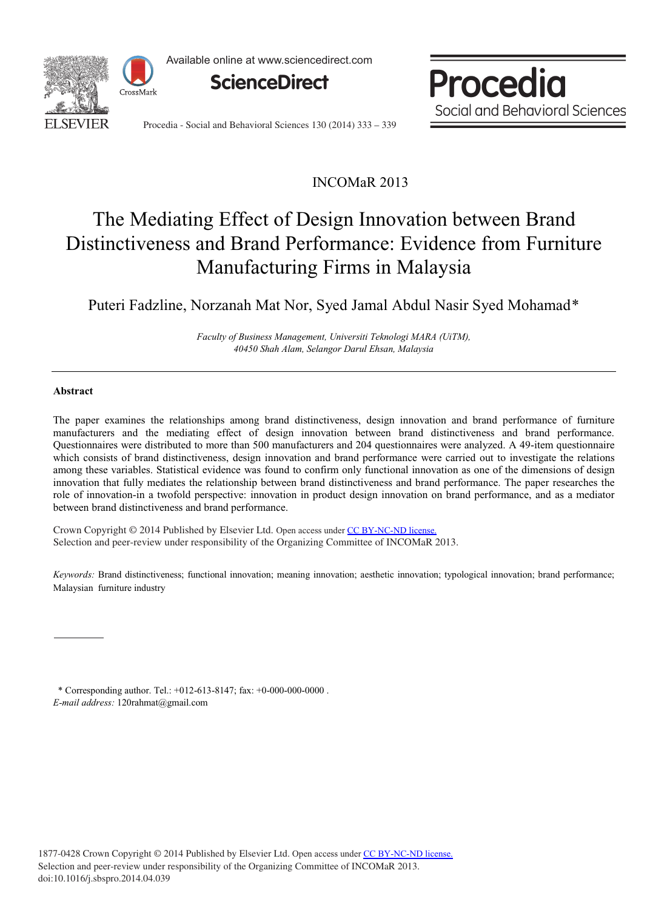INCOMaR 2013

# The Mediating Effect of Design Innovation between Brand Distinctiveness and Brand Performance: Evidence from Furniture Manufacturing Firms in Malaysia

Puteri Fadzline, Norzanah Mat Nor, Syed Jamal Abdul Nasir Syed Mohamad*

*Faculty of Business Management, Universiti Teknologi MARA (UiTM), 40450 Shah Alam, Selangor Darul Ehsan, Malaysia*

---

### Abstract

The paper examines the relationships among brand distinctiveness, design innovation and brand performance of furniture manufacturers and the mediating effect of design innovation between brand distinctiveness and brand performance. Questionnaires were distributed to more than 500 manufacturers and 204 questionnaires were analyzed. A 49-item questionnaire which consists of brand distinctiveness, design innovation and brand performance were carried out to investigate the relations among these variables. Statistical evidence was found to confirm only functional innovation as one of the dimensions of design innovation that fully mediates the relationship between brand distinctiveness and brand performance. The paper researches the role of innovation-in a twofold perspective: innovation in product design innovation on brand performance, and as a mediator between brand distinctiveness and brand performance.

Crown Copyright © 2014 Published by Elsevier Ltd. Open access under CC BY-NC-ND license.
Selection and peer-review under responsibility of the Organizing Committee of INCOMaR 2013.

*Keywords:* Brand distinctiveness; functional innovation; meaning innovation; aesthetic innovation; typological innovation; brand performance; Malaysian furniture industry

---

\* Corresponding author. Tel.: +012-613-8147; fax: +0-000-000-0000 .
*E-mail address:* 120rahmat@gmail.com

1877-0428 Crown Copyright © 2014 Published by Elsevier Ltd. Open access under CC BY-NC-ND license.
Selection and peer-review under responsibility of the Organizing Committee of INCOMaR 2013.
doi:10.1016/j.sbspro.2014.04.039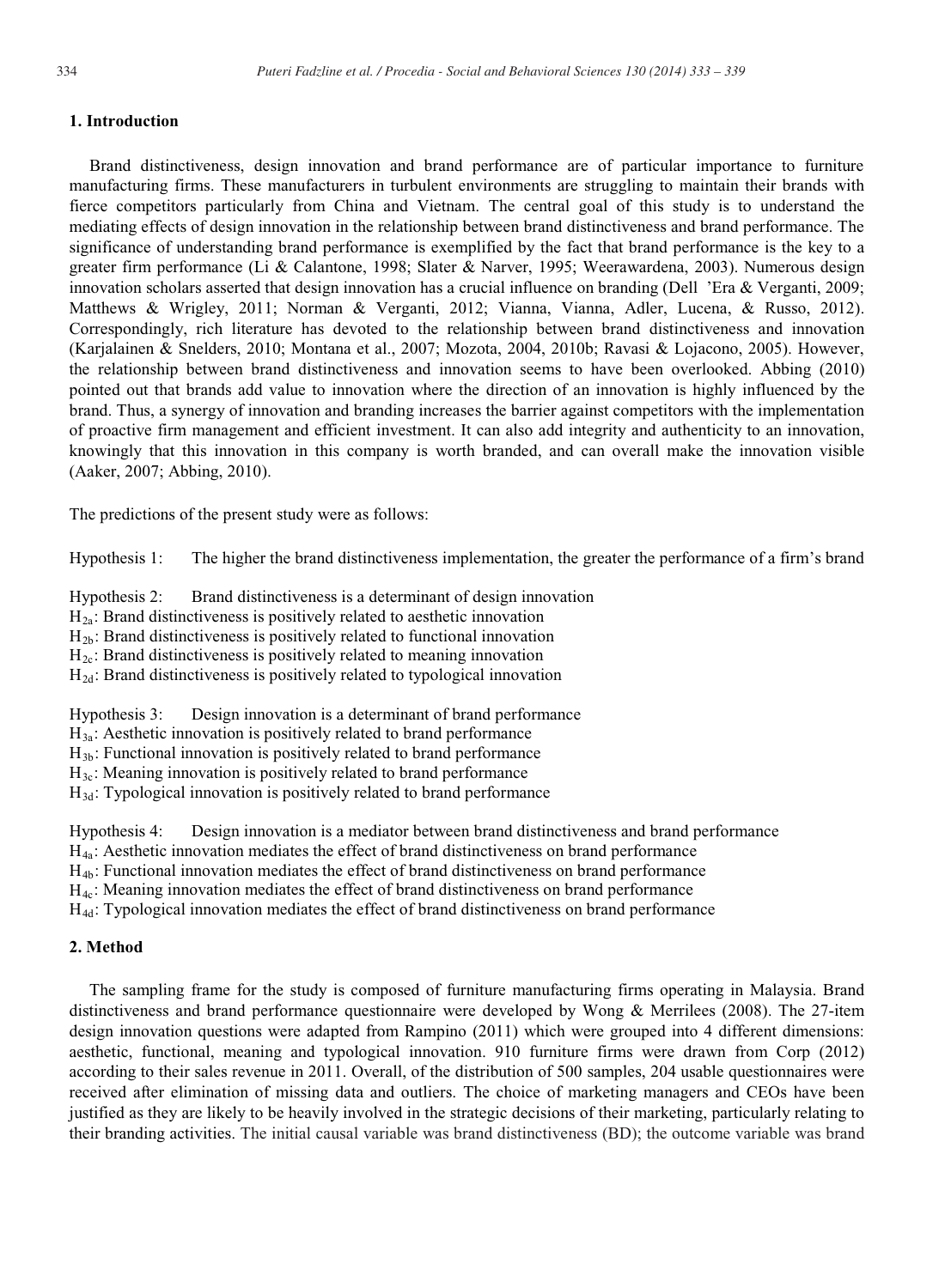## 1. Introduction

Brand distinctiveness, design innovation and brand performance are of particular importance to furniture manufacturing firms. These manufacturers in turbulent environments are struggling to maintain their brands with fierce competitors particularly from China and Vietnam. The central goal of this study is to understand the mediating effects of design innovation in the relationship between brand distinctiveness and brand performance. The significance of understanding brand performance is exemplified by the fact that brand performance is the key to a greater firm performance (Li & Calantone, 1998; Slater & Narver, 1995; Weerawardena, 2003). Numerous design innovation scholars asserted that design innovation has a crucial influence on branding (Dell 'Era & Verganti, 2009; Matthews & Wrigley, 2011; Norman & Verganti, 2012; Vianna, Vianna, Adler, Lucena, & Russo, 2012). Correspondingly, rich literature has devoted to the relationship between brand distinctiveness and innovation (Karjalainen & Snelders, 2010; Montana et al., 2007; Mozota, 2004, 2010b; Ravasi & Lojacono, 2005). However, the relationship between brand distinctiveness and innovation seems to have been overlooked. Abbing (2010) pointed out that brands add value to innovation where the direction of an innovation is highly influenced by the brand. Thus, a synergy of innovation and branding increases the barrier against competitors with the implementation of proactive firm management and efficient investment. It can also add integrity and authenticity to an innovation, knowingly that this innovation in this company is worth branded, and can overall make the innovation visible (Aaker, 2007; Abbing, 2010).

The predictions of the present study were as follows:

Hypothesis 1: The higher the brand distinctiveness implementation, the greater the performance of a firm's brand

Hypothesis 2: Brand distinctiveness is a determinant of design innovation

$H_{2a}$: Brand distinctiveness is positively related to aesthetic innovation

$H_{2b}$: Brand distinctiveness is positively related to functional innovation

$H_{2c}$: Brand distinctiveness is positively related to meaning innovation

$H_{2d}$: Brand distinctiveness is positively related to typological innovation

Hypothesis 3: Design innovation is a determinant of brand performance

$H_{3a}$: Aesthetic innovation is positively related to brand performance

$H_{3b}$: Functional innovation is positively related to brand performance

$H_{3c}$: Meaning innovation is positively related to brand performance

$H_{3d}$: Typological innovation is positively related to brand performance

Hypothesis 4: Design innovation is a mediator between brand distinctiveness and brand performance

$H_{4a}$: Aesthetic innovation mediates the effect of brand distinctiveness on brand performance

$H_{4b}$: Functional innovation mediates the effect of brand distinctiveness on brand performance

$H_{4c}$: Meaning innovation mediates the effect of brand distinctiveness on brand performance

$H_{4d}$: Typological innovation mediates the effect of brand distinctiveness on brand performance

## 2. Method

The sampling frame for the study is composed of furniture manufacturing firms operating in Malaysia. Brand distinctiveness and brand performance questionnaire were developed by Wong & Merrilees (2008). The 27-item design innovation questions were adapted from Rampino (2011) which were grouped into 4 different dimensions: aesthetic, functional, meaning and typological innovation. 910 furniture firms were drawn from Corp (2012) according to their sales revenue in 2011. Overall, of the distribution of 500 samples, 204 usable questionnaires were received after elimination of missing data and outliers. The choice of marketing managers and CEOs have been justified as they are likely to be heavily involved in the strategic decisions of their marketing, particularly relating to their branding activities. The initial causal variable was brand distinctiveness (BD); the outcome variable was brand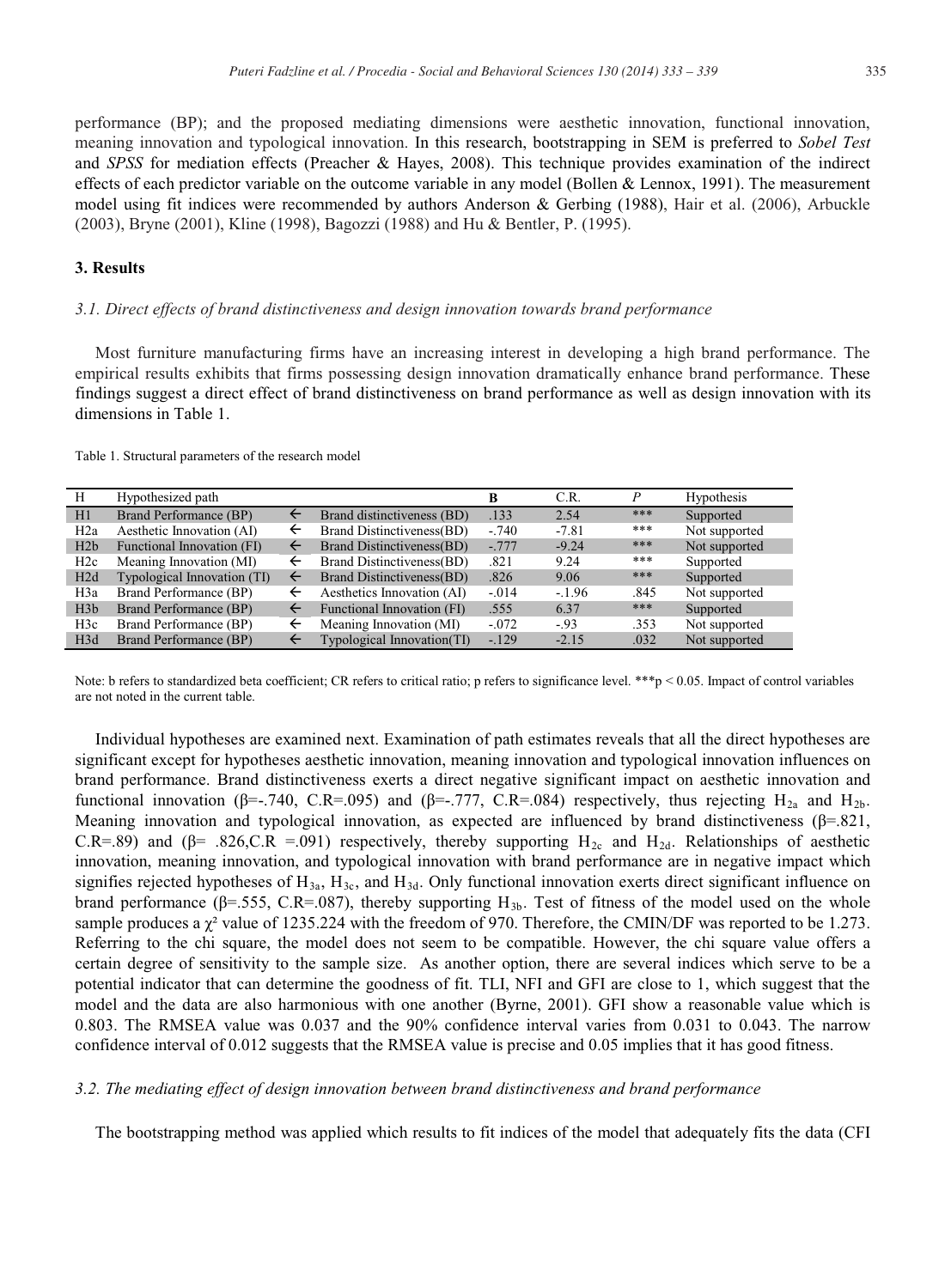performance (BP); and the proposed mediating dimensions were aesthetic innovation, functional innovation, meaning innovation and typological innovation. In this research, bootstrapping in SEM is preferred to *Sobel Test* and *SPSS* for mediation effects (Preacher & Hayes, 2008). This technique provides examination of the indirect effects of each predictor variable on the outcome variable in any model (Bollen & Lennox, 1991). The measurement model using fit indices were recommended by authors Anderson & Gerbing (1988), Hair et al. (2006), Arbuckle (2003), Bryne (2001), Kline (1998), Bagozzi (1988) and Hu & Bentler, P. (1995).

## 3. Results

### *3.1. Direct effects of brand distinctiveness and design innovation towards brand performance*

Most furniture manufacturing firms have an increasing interest in developing a high brand performance. The empirical results exhibits that firms possessing design innovation dramatically enhance brand performance. These findings suggest a direct effect of brand distinctiveness on brand performance as well as design innovation with its dimensions in Table 1.

Table 1. Structural parameters of the research model

| H | Hypothesized path | | | **B** | C.R. | *P* | Hypothesis |
|---|---|---|---|---|---|---|---|
| H1 | Brand Performance (BP) | ← | Brand distinctiveness (BD) | .133 | 2.54 | *** | Supported |
| H2a | Aesthetic Innovation (AI) | ← | Brand Distinctiveness(BD) | -.740 | -7.81 | *** | Not supported |
| H2b | Functional Innovation (FI) | ← | Brand Distinctiveness(BD) | -.777 | -9.24 | *** | Not supported |
| H2c | Meaning Innovation (MI) | ← | Brand Distinctiveness(BD) | .821 | 9.24 | *** | Supported |
| H2d | Typological Innovation (TI) | ← | Brand Distinctiveness(BD) | .826 | 9.06 | *** | Supported |
| H3a | Brand Performance (BP) | ← | Aesthetics Innovation (AI) | -.014 | -.1.96 | .845 | Not supported |
| H3b | Brand Performance (BP) | ← | Functional Innovation (FI) | .555 | 6.37 | *** | Supported |
| H3c | Brand Performance (BP) | ← | Meaning Innovation (MI) | -.072 | -.93 | .353 | Not supported |
| H3d | Brand Performance (BP) | ← | Typological Innovation(TI) | -.129 | -2.15 | .032 | Not supported |

Note: b refers to standardized beta coefficient; CR refers to critical ratio; p refers to significance level. ***$p < 0.05$. Impact of control variables are not noted in the current table.

Individual hypotheses are examined next. Examination of path estimates reveals that all the direct hypotheses are significant except for hypotheses aesthetic innovation, meaning innovation and typological innovation influences on brand performance. Brand distinctiveness exerts a direct negative significant impact on aesthetic innovation and functional innovation (β=-.740, C.R=.095) and (β=-.777, C.R=.084) respectively, thus rejecting $H_{2a}$ and $H_{2b}$. Meaning innovation and typological innovation, as expected are influenced by brand distinctiveness (β=.821, C.R=.89) and (β= .826,C.R =.091) respectively, thereby supporting $H_{2c}$ and $H_{2d}$. Relationships of aesthetic innovation, meaning innovation, and typological innovation with brand performance are in negative impact which signifies rejected hypotheses of $H_{3a}$, $H_{3c}$, and $H_{3d}$. Only functional innovation exerts direct significant influence on brand performance (β=.555, C.R=.087), thereby supporting $H_{3b}$. Test of fitness of the model used on the whole sample produces a $\chi^2$ value of 1235.224 with the freedom of 970. Therefore, the CMIN/DF was reported to be 1.273. Referring to the chi square, the model does not seem to be compatible. However, the chi square value offers a certain degree of sensitivity to the sample size. As another option, there are several indices which serve to be a potential indicator that can determine the goodness of fit. TLI, NFI and GFI are close to 1, which suggest that the model and the data are also harmonious with one another (Byrne, 2001). GFI show a reasonable value which is 0.803. The RMSEA value was 0.037 and the 90% confidence interval varies from 0.031 to 0.043. The narrow confidence interval of 0.012 suggests that the RMSEA value is precise and 0.05 implies that it has good fitness.

### *3.2. The mediating effect of design innovation between brand distinctiveness and brand performance*

The bootstrapping method was applied which results to fit indices of the model that adequately fits the data (CFI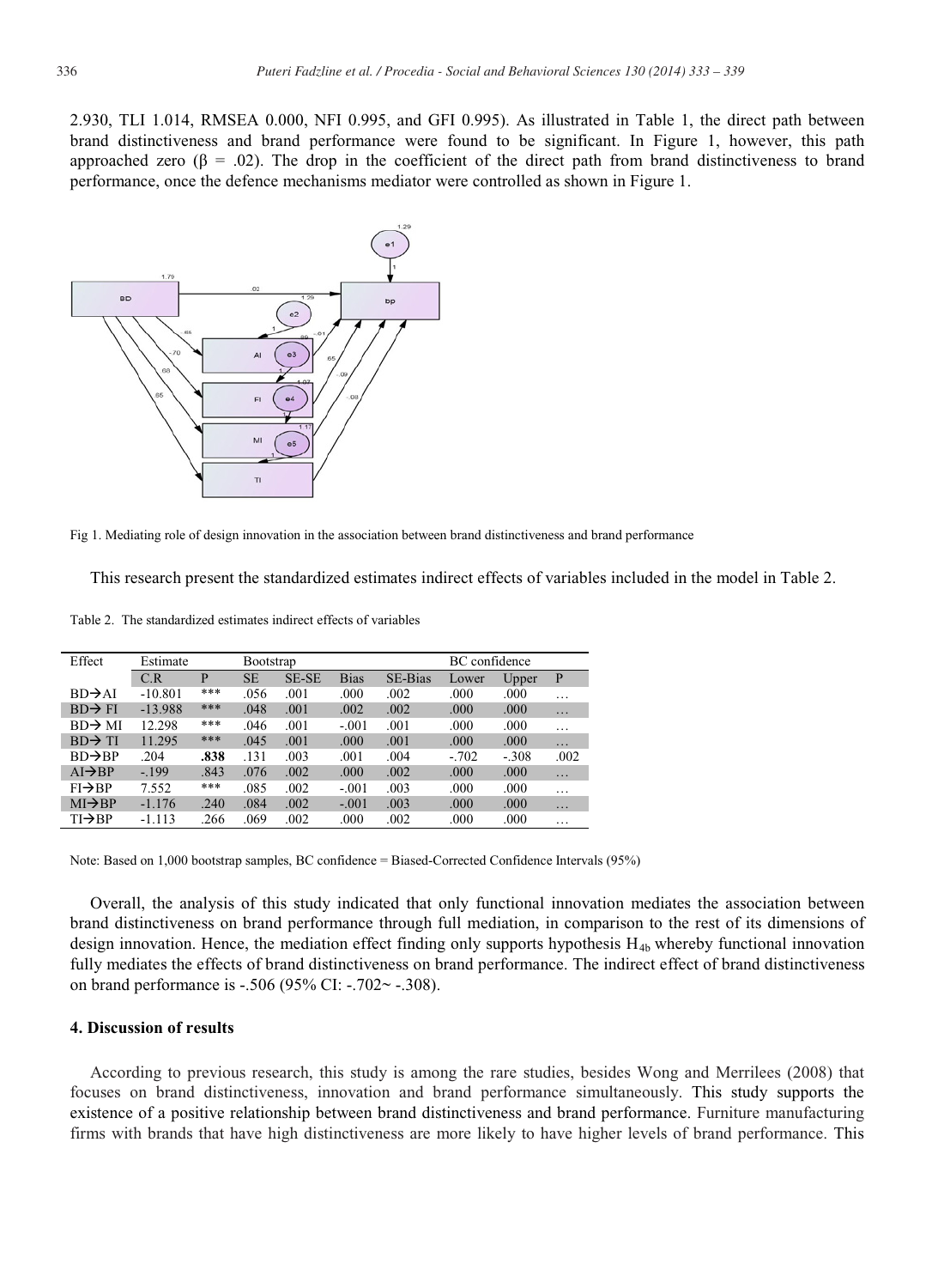2.930, TLI 1.014, RMSEA 0.000, NFI 0.995, and GFI 0.995). As illustrated in Table 1, the direct path between brand distinctiveness and brand performance were found to be significant. In Figure 1, however, this path approached zero ($\beta$ = .02). The drop in the coefficient of the direct path from brand distinctiveness to brand performance, once the defence mechanisms mediator were controlled as shown in Figure 1.

Fig 1. Mediating role of design innovation in the association between brand distinctiveness and brand performance

This research present the standardized estimates indirect effects of variables included in the model in Table 2.

Table 2. The standardized estimates indirect effects of variables

| Effect | Estimate | | Bootstrap | | | | BC confidence | | |
|---|---|---|---|---|---|---|---|---|---|
| | C.R | P | SE | SE-SE | Bias | SE-Bias | Lower | Upper | P |
| BD→AI | -10.801 | *** | .056 | .001 | .000 | .002 | .000 | .000 | … |
| BD→ FI | -13.988 | *** | .048 | .001 | .002 | .002 | .000 | .000 | … |
| BD→ MI | 12.298 | *** | .046 | .001 | -.001 | .001 | .000 | .000 | … |
| BD→ TI | 11.295 | *** | .045 | .001 | .000 | .001 | .000 | .000 | … |
| BD→BP | .204 | **.838** | .131 | .003 | .001 | .004 | -.702 | -.308 | .002 |
| AI→BP | -.199 | .843 | .076 | .002 | .000 | .002 | .000 | .000 | … |
| FI→BP | 7.552 | *** | .085 | .002 | -.001 | .003 | .000 | .000 | … |
| MI→BP | -1.176 | .240 | .084 | .002 | -.001 | .003 | .000 | .000 | … |
| TI→BP | -1.113 | .266 | .069 | .002 | .000 | .002 | .000 | .000 | … |

Note: Based on 1,000 bootstrap samples, BC confidence = Biased-Corrected Confidence Intervals (95%)

Overall, the analysis of this study indicated that only functional innovation mediates the association between brand distinctiveness on brand performance through full mediation, in comparison to the rest of its dimensions of design innovation. Hence, the mediation effect finding only supports hypothesis $H_{4b}$ whereby functional innovation fully mediates the effects of brand distinctiveness on brand performance. The indirect effect of brand distinctiveness on brand performance is -.506 (95% CI: -.702~ -.308).

## 4. Discussion of results

According to previous research, this study is among the rare studies, besides Wong and Merrilees (2008) that focuses on brand distinctiveness, innovation and brand performance simultaneously. This study supports the existence of a positive relationship between brand distinctiveness and brand performance. Furniture manufacturing firms with brands that have high distinctiveness are more likely to have higher levels of brand performance. This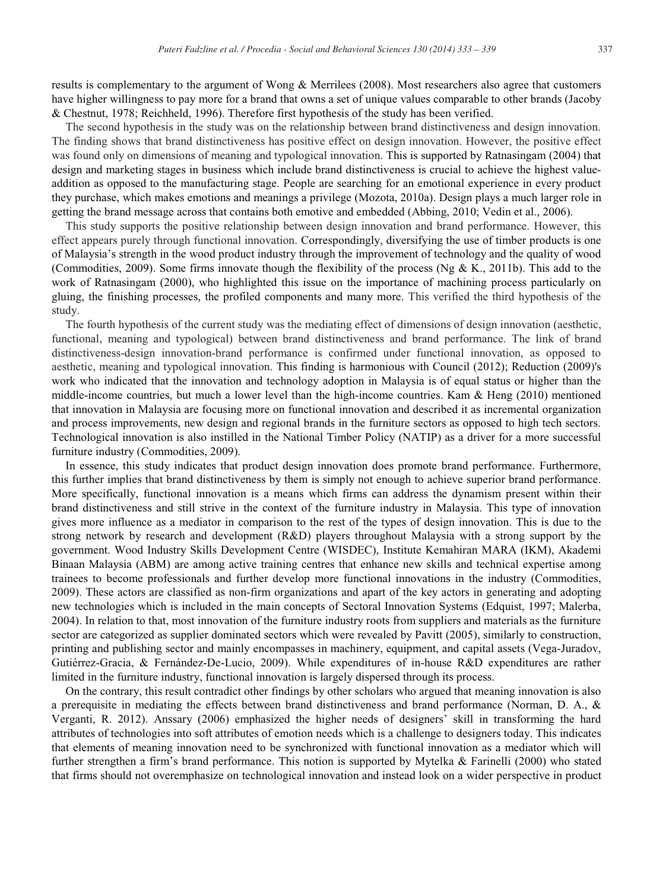results is complementary to the argument of Wong & Merrilees (2008). Most researchers also agree that customers have higher willingness to pay more for a brand that owns a set of unique values comparable to other brands (Jacoby & Chestnut, 1978; Reichheld, 1996). Therefore first hypothesis of the study has been verified.

The second hypothesis in the study was on the relationship between brand distinctiveness and design innovation. The finding shows that brand distinctiveness has positive effect on design innovation. However, the positive effect was found only on dimensions of meaning and typological innovation. This is supported by Ratnasingam (2004) that design and marketing stages in business which include brand distinctiveness is crucial to achieve the highest value-addition as opposed to the manufacturing stage. People are searching for an emotional experience in every product they purchase, which makes emotions and meanings a privilege (Mozota, 2010a). Design plays a much larger role in getting the brand message across that contains both emotive and embedded (Abbing, 2010; Vedin et al., 2006).

This study supports the positive relationship between design innovation and brand performance. However, this effect appears purely through functional innovation. Correspondingly, diversifying the use of timber products is one of Malaysia's strength in the wood product industry through the improvement of technology and the quality of wood (Commodities, 2009). Some firms innovate though the flexibility of the process (Ng & K., 2011b). This add to the work of Ratnasingam (2000), who highlighted this issue on the importance of machining process particularly on gluing, the finishing processes, the profiled components and many more. This verified the third hypothesis of the study.

The fourth hypothesis of the current study was the mediating effect of dimensions of design innovation (aesthetic, functional, meaning and typological) between brand distinctiveness and brand performance. The link of brand distinctiveness-design innovation-brand performance is confirmed under functional innovation, as opposed to aesthetic, meaning and typological innovation. This finding is harmonious with Council (2012); Reduction (2009)'s work who indicated that the innovation and technology adoption in Malaysia is of equal status or higher than the middle-income countries, but much a lower level than the high-income countries. Kam & Heng (2010) mentioned that innovation in Malaysia are focusing more on functional innovation and described it as incremental organization and process improvements, new design and regional brands in the furniture sectors as opposed to high tech sectors. Technological innovation is also instilled in the National Timber Policy (NATIP) as a driver for a more successful furniture industry (Commodities, 2009).

In essence, this study indicates that product design innovation does promote brand performance. Furthermore, this further implies that brand distinctiveness by them is simply not enough to achieve superior brand performance. More specifically, functional innovation is a means which firms can address the dynamism present within their brand distinctiveness and still strive in the context of the furniture industry in Malaysia. This type of innovation gives more influence as a mediator in comparison to the rest of the types of design innovation. This is due to the strong network by research and development (R&D) players throughout Malaysia with a strong support by the government. Wood Industry Skills Development Centre (WISDEC), Institute Kemahiran MARA (IKM), Akademi Binaan Malaysia (ABM) are among active training centres that enhance new skills and technical expertise among trainees to become professionals and further develop more functional innovations in the industry (Commodities, 2009). These actors are classified as non-firm organizations and apart of the key actors in generating and adopting new technologies which is included in the main concepts of Sectoral Innovation Systems (Edquist, 1997; Malerba, 2004). In relation to that, most innovation of the furniture industry roots from suppliers and materials as the furniture sector are categorized as supplier dominated sectors which were revealed by Pavitt (2005), similarly to construction, printing and publishing sector and mainly encompasses in machinery, equipment, and capital assets (Vega-Juradov, Gutiérrez-Gracia, & Fernández-De-Lucio, 2009). While expenditures of in-house R&D expenditures are rather limited in the furniture industry, functional innovation is largely dispersed through its process.

On the contrary, this result contradict other findings by other scholars who argued that meaning innovation is also a prerequisite in mediating the effects between brand distinctiveness and brand performance (Norman, D. A., & Verganti, R. 2012). Anssary (2006) emphasized the higher needs of designers' skill in transforming the hard attributes of technologies into soft attributes of emotion needs which is a challenge to designers today. This indicates that elements of meaning innovation need to be synchronized with functional innovation as a mediator which will further strengthen a firm's brand performance. This notion is supported by Mytelka & Farinelli (2000) who stated that firms should not overemphasize on technological innovation and instead look on a wider perspective in product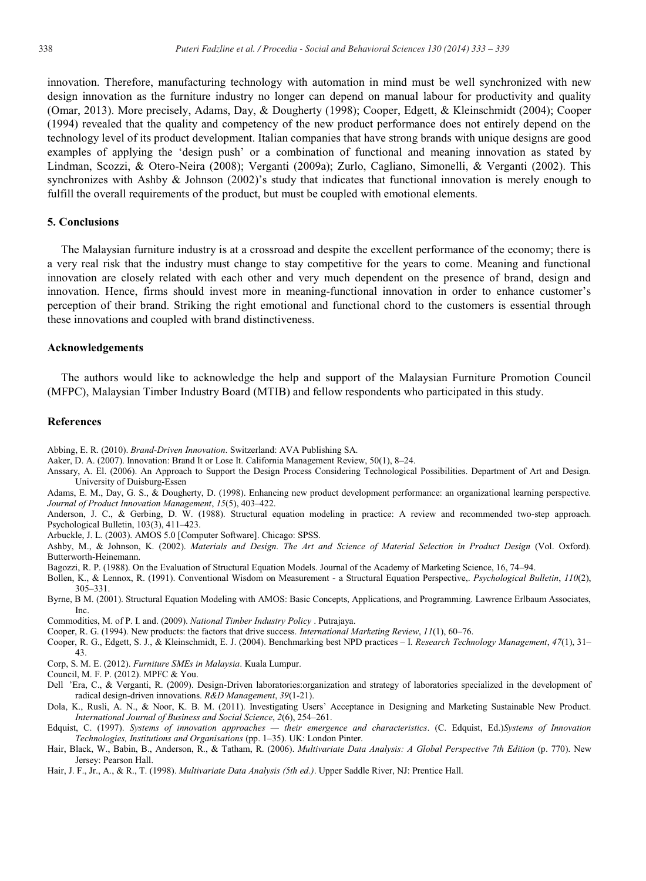innovation. Therefore, manufacturing technology with automation in mind must be well synchronized with new design innovation as the furniture industry no longer can depend on manual labour for productivity and quality (Omar, 2013). More precisely, Adams, Day, & Dougherty (1998); Cooper, Edgett, & Kleinschmidt (2004); Cooper (1994) revealed that the quality and competency of the new product performance does not entirely depend on the technology level of its product development. Italian companies that have strong brands with unique designs are good examples of applying the 'design push' or a combination of functional and meaning innovation as stated by Lindman, Scozzi, & Otero-Neira (2008); Verganti (2009a); Zurlo, Cagliano, Simonelli, & Verganti (2002). This synchronizes with Ashby & Johnson (2002)'s study that indicates that functional innovation is merely enough to fulfill the overall requirements of the product, but must be coupled with emotional elements.

## 5. Conclusions

The Malaysian furniture industry is at a crossroad and despite the excellent performance of the economy; there is a very real risk that the industry must change to stay competitive for the years to come. Meaning and functional innovation are closely related with each other and very much dependent on the presence of brand, design and innovation. Hence, firms should invest more in meaning-functional innovation in order to enhance customer's perception of their brand. Striking the right emotional and functional chord to the customers is essential through these innovations and coupled with brand distinctiveness.

## Acknowledgements

The authors would like to acknowledge the help and support of the Malaysian Furniture Promotion Council (MFPC), Malaysian Timber Industry Board (MTIB) and fellow respondents who participated in this study.

## References

Abbing, E. R. (2010). *Brand-Driven Innovation*. Switzerland: AVA Publishing SA.

Aaker, D. A. (2007). Innovation: Brand It or Lose It. California Management Review, 50(1), 8–24.

Anssary, A. El. (2006). An Approach to Support the Design Process Considering Technological Possibilities. Department of Art and Design. University of Duisburg-Essen

Adams, E. M., Day, G. S., & Dougherty, D. (1998). Enhancing new product development performance: an organizational learning perspective. *Journal of Product Innovation Management*, *15*(5), 403–422.

Anderson, J. C., & Gerbing, D. W. (1988). Structural equation modeling in practice: A review and recommended two-step approach. Psychological Bulletin, 103(3), 411–423.

Arbuckle, J. L. (2003). AMOS 5.0 [Computer Software]. Chicago: SPSS.

Ashby, M., & Johnson, K. (2002). *Materials and Design. The Art and Science of Material Selection in Product Design* (Vol. Oxford). Butterworth-Heinemann.

Bagozzi, R. P. (1988). On the Evaluation of Structural Equation Models. Journal of the Academy of Marketing Science, 16, 74–94.

Bollen, K., & Lennox, R. (1991). Conventional Wisdom on Measurement - a Structural Equation Perspective,. *Psychological Bulletin*, *110*(2), 305–331.

Byrne, B M. (2001). Structural Equation Modeling with AMOS: Basic Concepts, Applications, and Programming. Lawrence Erlbaum Associates, Inc.

Commodities, M. of P. I. and. (2009). *National Timber Industry Policy* . Putrajaya.

Cooper, R. G. (1994). New products: the factors that drive success. *International Marketing Review*, *11*(1), 60–76.

Cooper, R. G., Edgett, S. J., & Kleinschmidt, E. J. (2004). Benchmarking best NPD practices – I. *Research Technology Management*, *47*(1), 31–43.

Corp, S. M. E. (2012). *Furniture SMEs in Malaysia*. Kuala Lumpur.

Council, M. F. P. (2012). MPFC & You.

Dell 'Era, C., & Verganti, R. (2009). Design-Driven laboratories:organization and strategy of laboratories specialized in the development of radical design-driven innovations. *R&D Management*, *39*(1-21).

Dola, K., Rusli, A. N., & Noor, K. B. M. (2011). Investigating Users' Acceptance in Designing and Marketing Sustainable New Product. *International Journal of Business and Social Science*, *2*(6), 254–261.

Edquist, C. (1997). *Systems of innovation approaches — their emergence and characteristics*. (C. Edquist, Ed.)*Systems of Innovation Technologies, Institutions and Organisations* (pp. 1–35). UK: London Pinter.

Hair, Black, W., Babin, B., Anderson, R., & Tatham, R. (2006). *Multivariate Data Analysis: A Global Perspective 7th Edition* (p. 770). New Jersey: Pearson Hall.

Hair, J. F., Jr., A., & R., T. (1998). *Multivariate Data Analysis (5th ed.)*. Upper Saddle River, NJ: Prentice Hall.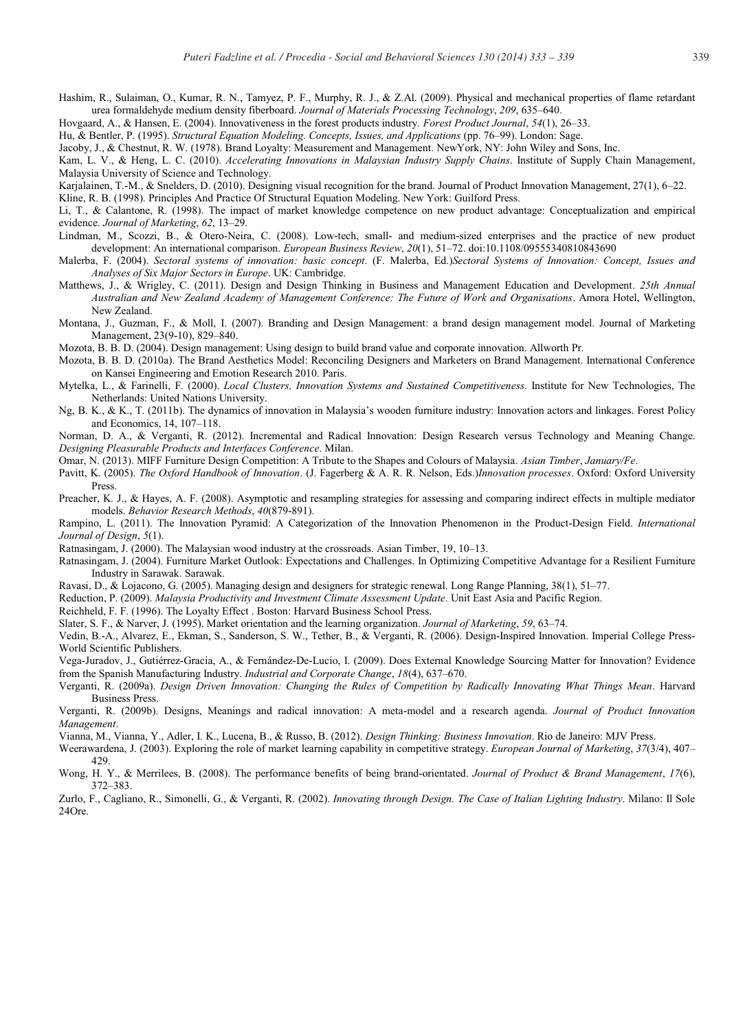Hashim, R., Sulaiman, O., Kumar, R. N., Tamyez, P. F., Murphy, R. J., & Z.Al. (2009). Physical and mechanical properties of flame retardant urea formaldehyde medium density fiberboard. *Journal of Materials Processing Technology*, *209*, 635–640.

Hovgaard, A., & Hansen, E. (2004). Innovativeness in the forest products industry. *Forest Product Journal*, *54*(1), 26–33.

Hu, & Bentler, P. (1995). *Structural Equation Modeling. Concepts, Issues, and Applications* (pp. 76–99). London: Sage.

Jacoby, J., & Chestnut, R. W. (1978). Brand Loyalty: Measurement and Management. NewYork, NY: John Wiley and Sons, Inc.

Kam, L. V., & Heng, L. C. (2010). *Accelerating Innovations in Malaysian Industry Supply Chains*. Institute of Supply Chain Management, Malaysia University of Science and Technology.

Karjalainen, T.-M., & Snelders, D. (2010). Designing visual recognition for the brand. Journal of Product Innovation Management, 27(1), 6–22.

Kline, R. B. (1998). Principles And Practice Of Structural Equation Modeling. New York: Guilford Press.

Li, T., & Calantone, R. (1998). The impact of market knowledge competence on new product advantage: Conceptualization and empirical evidence. *Journal of Marketing*, *62*, 13–29.

Lindman, M., Scozzi, B., & Otero-Neira, C. (2008). Low-tech, small- and medium-sized enterprises and the practice of new product development: An international comparison. *European Business Review*, *20*(1), 51–72. doi:10.1108/09555340810843690

Malerba, F. (2004). *Sectoral systems of innovation: basic concept*. (F. Malerba, Ed.)*Sectoral Systems of Innovation: Concept, Issues and Analyses of Six Major Sectors in Europe*. UK: Cambridge.

Matthews, J., & Wrigley, C. (2011). Design and Design Thinking in Business and Management Education and Development. *25th Annual Australian and New Zealand Academy of Management Conference: The Future of Work and Organisations*. Amora Hotel, Wellington, New Zealand.

Montana, J., Guzman, F., & Moll, I. (2007). Branding and Design Management: a brand design management model. Journal of Marketing Management, 23(9-10), 829–840.

Mozota, B. B. D. (2004). Design management: Using design to build brand value and corporate innovation. Allworth Pr.

Mozota, B. B. D. (2010a). The Brand Aesthetics Model: Reconciling Designers and Marketers on Brand Management. International Conference on Kansei Engineering and Emotion Research 2010. Paris.

Mytelka, L., & Farinelli, F. (2000). *Local Clusters, Innovation Systems and Sustained Competitiveness*. Institute for New Technologies, The Netherlands: United Nations University.

Ng, B. K., & K., T. (2011b). The dynamics of innovation in Malaysia's wooden furniture industry: Innovation actors and linkages. Forest Policy and Economics, 14, 107–118.

Norman, D. A., & Verganti, R. (2012). Incremental and Radical Innovation: Design Research versus Technology and Meaning Change. *Designing Pleasurable Products and Interfaces Conference*. Milan.

Omar, N. (2013). MIFF Furniture Design Competition: A Tribute to the Shapes and Colours of Malaysia. *Asian Timber*, *January/Fe*.

Pavitt, K. (2005). *The Oxford Handbook of Innovation*. (J. Fagerberg & A. R. R. Nelson, Eds.)*Innovation processes*. Oxford: Oxford University Press.

Preacher, K. J., & Hayes, A. F. (2008). Asymptotic and resampling strategies for assessing and comparing indirect effects in multiple mediator models. *Behavior Research Methods*, *40*(879-891).

Rampino, L. (2011). The Innovation Pyramid: A Categorization of the Innovation Phenomenon in the Product-Design Field. *International Journal of Design*, *5*(1).

Ratnasingam, J. (2000). The Malaysian wood industry at the crossroads. Asian Timber, 19, 10–13.

Ratnasingam, J. (2004). Furniture Market Outlook: Expectations and Challenges. In Optimizing Competitive Advantage for a Resilient Furniture Industry in Sarawak. Sarawak.

Ravasi, D., & Lojacono, G. (2005). Managing design and designers for strategic renewal. Long Range Planning, 38(1), 51–77.

Reduction, P. (2009). *Malaysia Productivity and Investment Climate Assessment Update*. Unit East Asia and Pacific Region.

Reichheld, F. F. (1996). The Loyalty Effect . Boston: Harvard Business School Press.

Slater, S. F., & Narver, J. (1995). Market orientation and the learning organization. *Journal of Marketing*, *59*, 63–74.

Vedin, B.-A., Alvarez, E., Ekman, S., Sanderson, S. W., Tether, B., & Verganti, R. (2006). Design-Inspired Innovation. Imperial College Press-World Scientific Publishers.

Vega-Juradov, J., Gutiérrez-Gracia, A., & Fernández-De-Lucio, I. (2009). Does External Knowledge Sourcing Matter for Innovation? Evidence from the Spanish Manufacturing Industry. *Industrial and Corporate Change*, *18*(4), 637–670.

Verganti, R. (2009a). *Design Driven Innovation: Changing the Rules of Competition by Radically Innovating What Things Mean*. Harvard Business Press.

Verganti, R. (2009b). Designs, Meanings and radical innovation: A meta-model and a research agenda. *Journal of Product Innovation Management*.

Vianna, M., Vianna, Y., Adler, I. K., Lucena, B., & Russo, B. (2012). *Design Thinking: Business Innovation*. Rio de Janeiro: MJV Press.

Weerawardena, J. (2003). Exploring the role of market learning capability in competitive strategy. *European Journal of Marketing*, *37*(3/4), 407–429.

Wong, H. Y., & Merrilees, B. (2008). The performance benefits of being brand-orientated. *Journal of Product & Brand Management*, *17*(6), 372–383.

Zurlo, F., Cagliano, R., Simonelli, G., & Verganti, R. (2002). *Innovating through Design. The Case of Italian Lighting Industry*. Milano: Il Sole 24Ore.